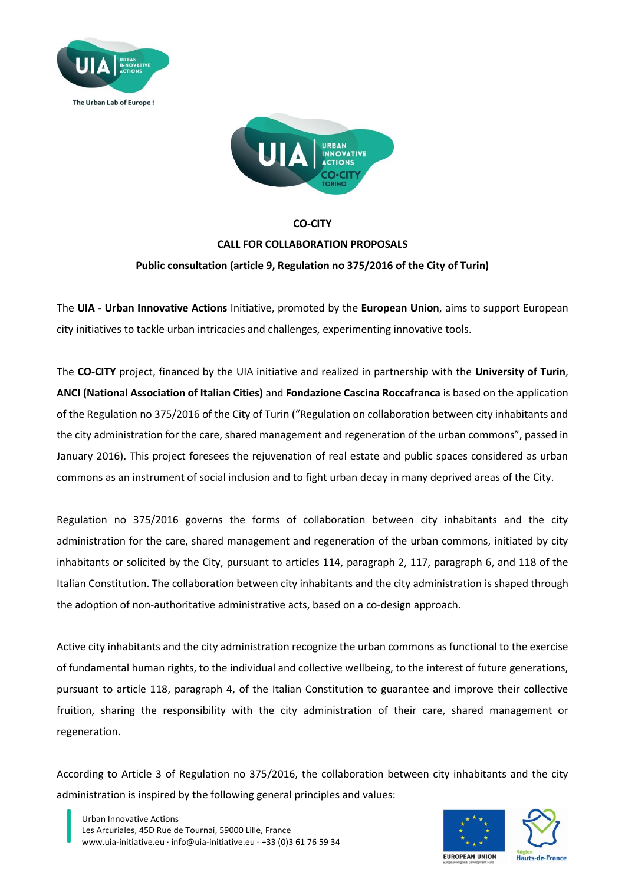**CO-CITY**

**CALL FOR COLLABORATION PROPOSALS**

**Public consultation (article 9, Regulation no 375/2016 of the City of Turin)**

The **UIA - Urban Innovative Actions** Initiative, promoted by the **European Union**, aims to support European city initiatives to tackle urban intricacies and challenges, experimenting innovative tools.

The **CO-CITY** project, financed by the UIA initiative and realized in partnership with the **University of Turin**, **ANCI (National Association of Italian Cities)** and **Fondazione Cascina Roccafranca** is based on the application of the Regulation no 375/2016 of the City of Turin ("Regulation on collaboration between city inhabitants and the city administration for the care, shared management and regeneration of the urban commons", passed in January 2016). This project foresees the rejuvenation of real estate and public spaces considered as urban commons as an instrument of social inclusion and to fight urban decay in many deprived areas of the City.

Regulation no 375/2016 governs the forms of collaboration between city inhabitants and the city administration for the care, shared management and regeneration of the urban commons, initiated by city inhabitants or solicited by the City, pursuant to articles 114, paragraph 2, 117, paragraph 6, and 118 of the Italian Constitution. The collaboration between city inhabitants and the city administration is shaped through the adoption of non-authoritative administrative acts, based on a co-design approach.

Active city inhabitants and the city administration recognize the urban commons as functional to the exercise of fundamental human rights, to the individual and collective wellbeing, to the interest of future generations, pursuant to article 118, paragraph 4, of the Italian Constitution to guarantee and improve their collective fruition, sharing the responsibility with the city administration of their care, shared management or regeneration.

According to Article 3 of Regulation no 375/2016, the collaboration between city inhabitants and the city administration is inspired by the following general principles and values: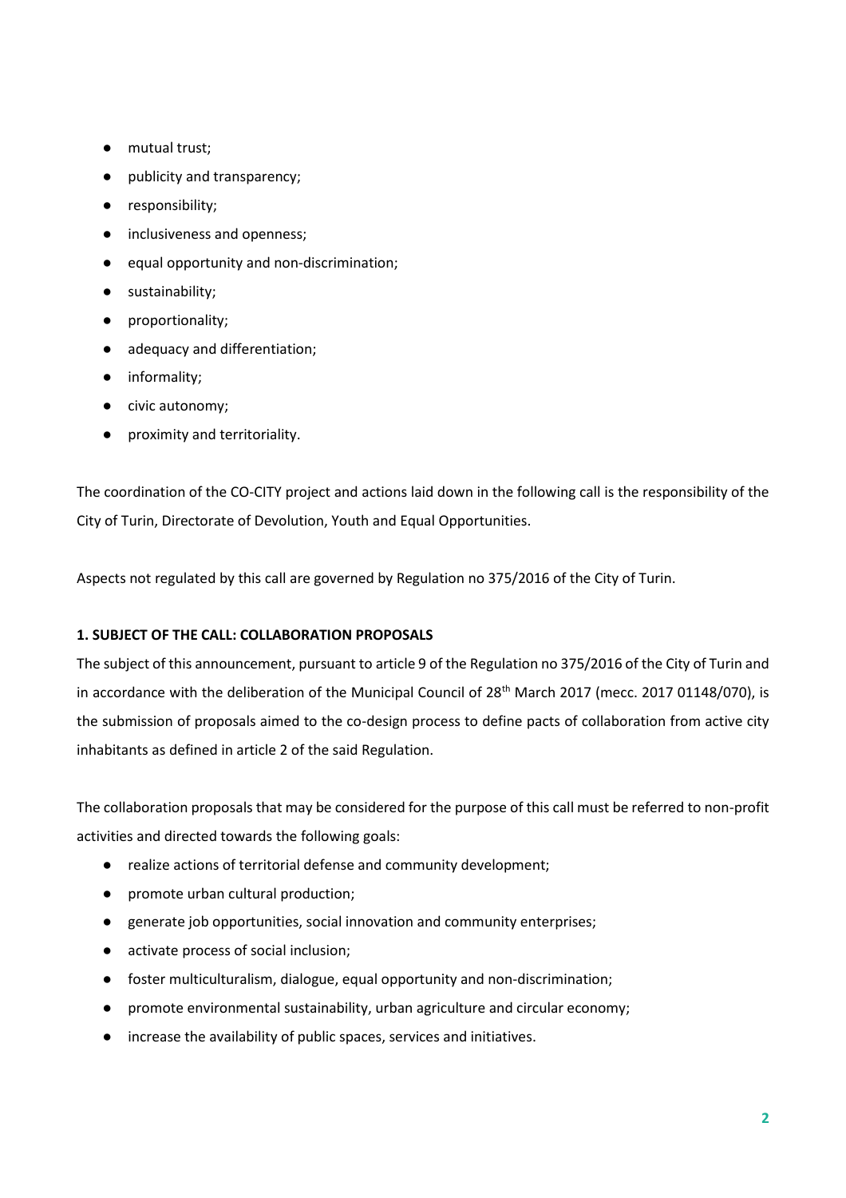- mutual trust;
- publicity and transparency;
- responsibility;
- inclusiveness and openness;
- equal opportunity and non-discrimination;
- sustainability;
- proportionality;
- adequacy and differentiation;
- informality;
- civic autonomy;
- proximity and territoriality.

The coordination of the CO-CITY project and actions laid down in the following call is the responsibility of the City of Turin, Directorate of Devolution, Youth and Equal Opportunities.

Aspects not regulated by this call are governed by Regulation no 375/2016 of the City of Turin.

**1. SUBJECT OF THE CALL: COLLABORATION PROPOSALS**

The subject of this announcement, pursuant to article 9 of the Regulation no 375/2016 of the City of Turin and in accordance with the deliberation of the Municipal Council of 28th March 2017 (mecc. 2017 01148/070), is the submission of proposals aimed to the co-design process to define pacts of collaboration from active city inhabitants as defined in article 2 of the said Regulation.

The collaboration proposals that may be considered for the purpose of this call must be referred to non-profit activities and directed towards the following goals:

- realize actions of territorial defense and community development;
- promote urban cultural production;
- generate job opportunities, social innovation and community enterprises;
- activate process of social inclusion;
- foster multiculturalism, dialogue, equal opportunity and non-discrimination;
- promote environmental sustainability, urban agriculture and circular economy;
- increase the availability of public spaces, services and initiatives.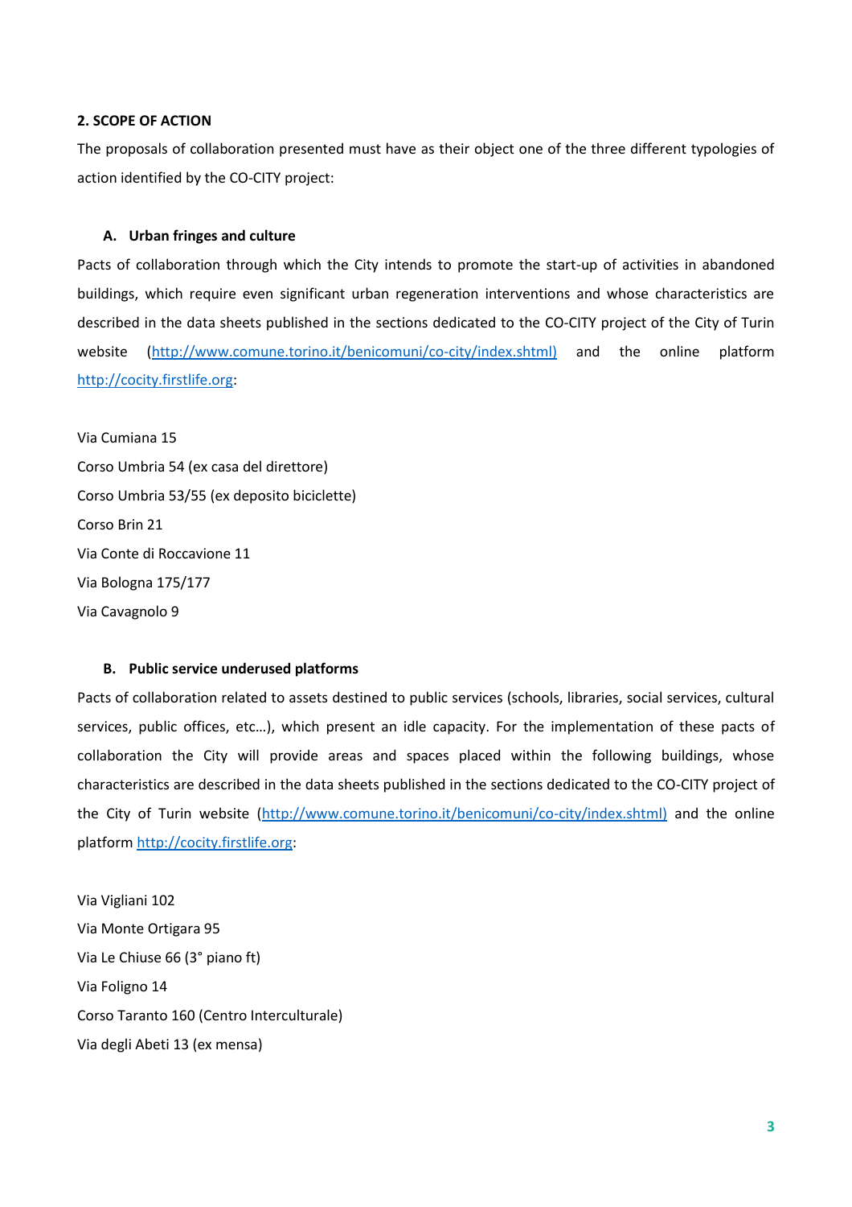## 2. SCOPE OF ACTION

The proposals of collaboration presented must have as their object one of the three different typologies of action identified by the CO-CITY project:

### A. Urban fringes and culture

Pacts of collaboration through which the City intends to promote the start-up of activities in abandoned buildings, which require even significant urban regeneration interventions and whose characteristics are described in the data sheets published in the sections dedicated to the CO-CITY project of the City of Turin website (http://www.comune.torino.it/benicomuni/co-city/index.shtml) and the online platform http://cocity.firstlife.org:

Via Cumiana 15
Corso Umbria 54 (ex casa del direttore)
Corso Umbria 53/55 (ex deposito biciclette)
Corso Brin 21
Via Conte di Roccavione 11
Via Bologna 175/177
Via Cavagnolo 9

### B. Public service underused platforms

Pacts of collaboration related to assets destined to public services (schools, libraries, social services, cultural services, public offices, etc…), which present an idle capacity. For the implementation of these pacts of collaboration the City will provide areas and spaces placed within the following buildings, whose characteristics are described in the data sheets published in the sections dedicated to the CO-CITY project of the City of Turin website (http://www.comune.torino.it/benicomuni/co-city/index.shtml) and the online platform http://cocity.firstlife.org:

Via Vigliani 102
Via Monte Ortigara 95
Via Le Chiuse 66 (3° piano ft)
Via Foligno 14
Corso Taranto 160 (Centro Interculturale)
Via degli Abeti 13 (ex mensa)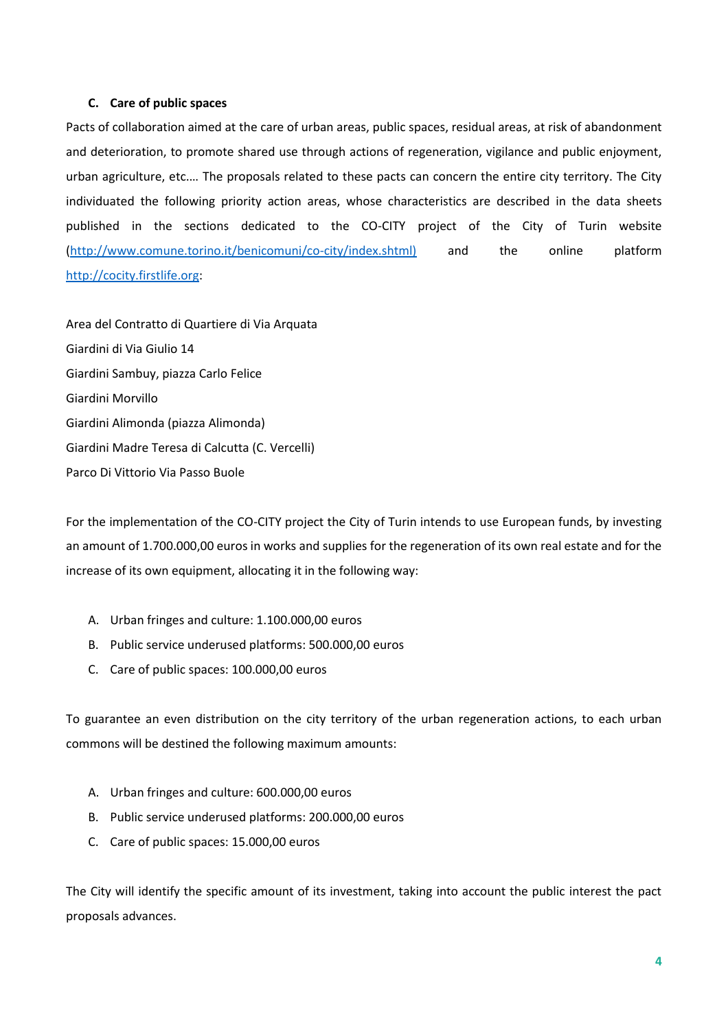**C. Care of public spaces**

Pacts of collaboration aimed at the care of urban areas, public spaces, residual areas, at risk of abandonment and deterioration, to promote shared use through actions of regeneration, vigilance and public enjoyment, urban agriculture, etc.… The proposals related to these pacts can concern the entire city territory. The City individuated the following priority action areas, whose characteristics are described in the data sheets published in the sections dedicated to the CO-CITY project of the City of Turin website (http://www.comune.torino.it/benicomuni/co-city/index.shtml) and the online platform http://cocity.firstlife.org:

Area del Contratto di Quartiere di Via Arquata  
Giardini di Via Giulio 14  
Giardini Sambuy, piazza Carlo Felice  
Giardini Morvillo  
Giardini Alimonda (piazza Alimonda)  
Giardini Madre Teresa di Calcutta (C. Vercelli)  
Parco Di Vittorio Via Passo Buole

For the implementation of the CO-CITY project the City of Turin intends to use European funds, by investing an amount of 1.700.000,00 euros in works and supplies for the regeneration of its own real estate and for the increase of its own equipment, allocating it in the following way:

A. Urban fringes and culture: 1.100.000,00 euros
B. Public service underused platforms: 500.000,00 euros
C. Care of public spaces: 100.000,00 euros

To guarantee an even distribution on the city territory of the urban regeneration actions, to each urban commons will be destined the following maximum amounts:

A. Urban fringes and culture: 600.000,00 euros
B. Public service underused platforms: 200.000,00 euros
C. Care of public spaces: 15.000,00 euros

The City will identify the specific amount of its investment, taking into account the public interest the pact proposals advances.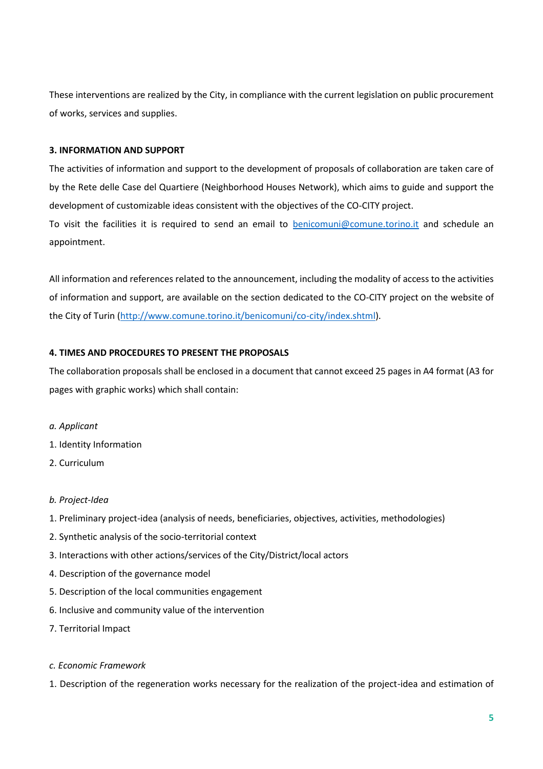These interventions are realized by the City, in compliance with the current legislation on public procurement of works, services and supplies.

**3. INFORMATION AND SUPPORT**

The activities of information and support to the development of proposals of collaboration are taken care of by the Rete delle Case del Quartiere (Neighborhood Houses Network), which aims to guide and support the development of customizable ideas consistent with the objectives of the CO-CITY project.

To visit the facilities it is required to send an email to benicomuni@comune.torino.it and schedule an appointment.

All information and references related to the announcement, including the modality of access to the activities of information and support, are available on the section dedicated to the CO-CITY project on the website of the City of Turin (http://www.comune.torino.it/benicomuni/co-city/index.shtml).

**4. TIMES AND PROCEDURES TO PRESENT THE PROPOSALS**

The collaboration proposals shall be enclosed in a document that cannot exceed 25 pages in A4 format (A3 for pages with graphic works) which shall contain:

*a. Applicant*

1. Identity Information
2. Curriculum

*b. Project-Idea*

1. Preliminary project-idea (analysis of needs, beneficiaries, objectives, activities, methodologies)
2. Synthetic analysis of the socio-territorial context
3. Interactions with other actions/services of the City/District/local actors
4. Description of the governance model
5. Description of the local communities engagement
6. Inclusive and community value of the intervention
7. Territorial Impact

*c. Economic Framework*

1. Description of the regeneration works necessary for the realization of the project-idea and estimation of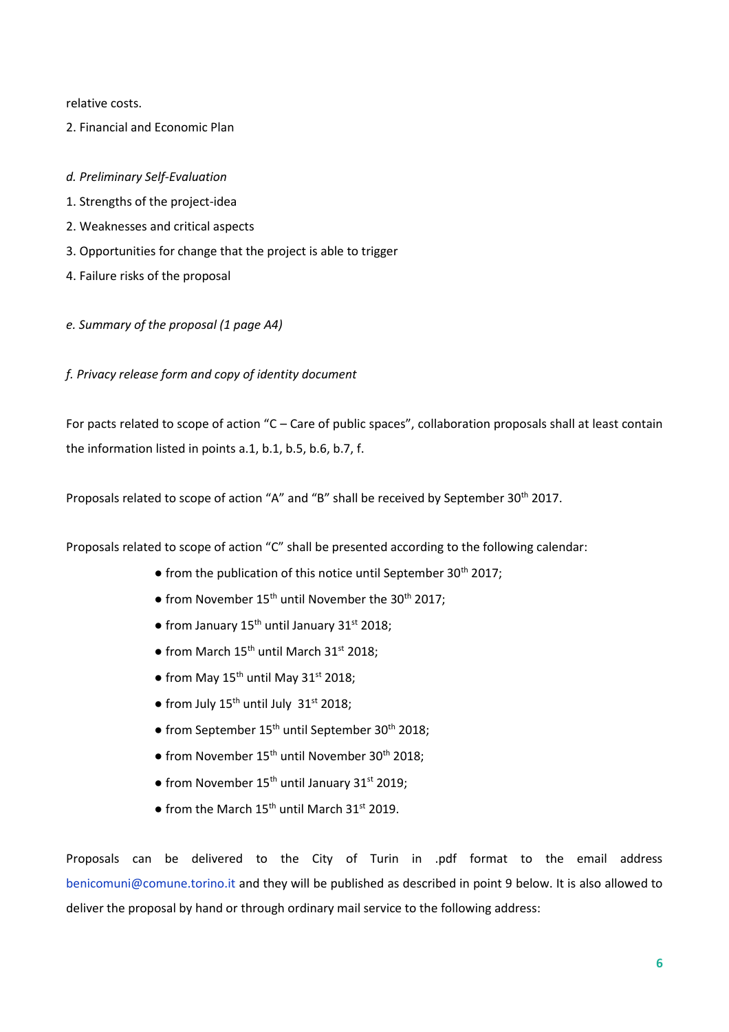relative costs.

2. Financial and Economic Plan

*d. Preliminary Self-Evaluation*

1. Strengths of the project-idea
2. Weaknesses and critical aspects
3. Opportunities for change that the project is able to trigger
4. Failure risks of the proposal

*e. Summary of the proposal (1 page A4)*

*f. Privacy release form and copy of identity document*

For pacts related to scope of action "C – Care of public spaces", collaboration proposals shall at least contain the information listed in points a.1, b.1, b.5, b.6, b.7, f.

Proposals related to scope of action "A" and "B" shall be received by September 30th 2017.

Proposals related to scope of action "C" shall be presented according to the following calendar:

- from the publication of this notice until September 30th 2017;
- from November 15th until November the 30th 2017;
- from January 15th until January 31st 2018;
- from March 15th until March 31st 2018;
- from May 15th until May 31st 2018;
- from July 15th until July 31st 2018;
- from September 15th until September 30th 2018;
- from November 15th until November 30th 2018;
- from November 15th until January 31st 2019;
- from the March 15th until March 31st 2019.

Proposals can be delivered to the City of Turin in .pdf format to the email address benicomuni@comune.torino.it and they will be published as described in point 9 below. It is also allowed to deliver the proposal by hand or through ordinary mail service to the following address: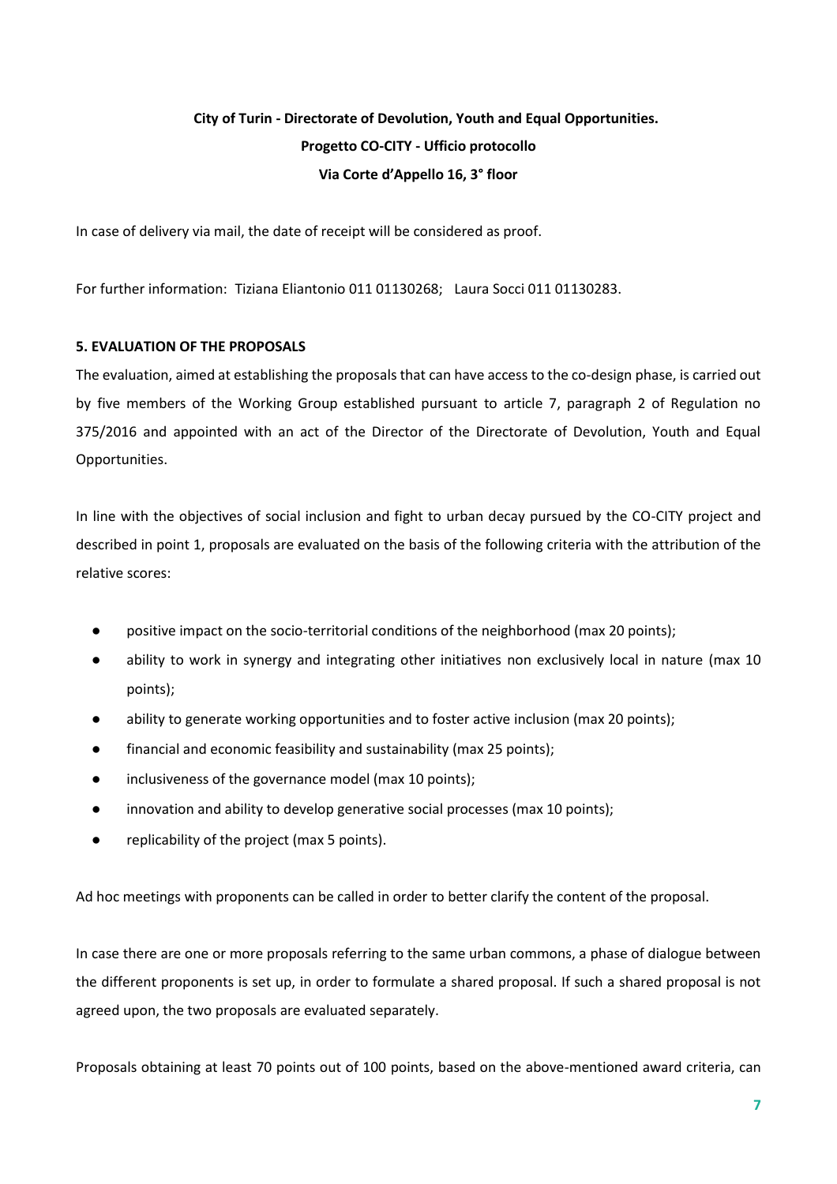**City of Turin - Directorate of Devolution, Youth and Equal Opportunities.**
**Progetto CO-CITY - Ufficio protocollo**
**Via Corte d'Appello 16, 3° floor**

In case of delivery via mail, the date of receipt will be considered as proof.

For further information: Tiziana Eliantonio 011 01130268; Laura Socci 011 01130283.

**5. EVALUATION OF THE PROPOSALS**

The evaluation, aimed at establishing the proposals that can have access to the co-design phase, is carried out by five members of the Working Group established pursuant to article 7, paragraph 2 of Regulation no 375/2016 and appointed with an act of the Director of the Directorate of Devolution, Youth and Equal Opportunities.

In line with the objectives of social inclusion and fight to urban decay pursued by the CO-CITY project and described in point 1, proposals are evaluated on the basis of the following criteria with the attribution of the relative scores:

- positive impact on the socio-territorial conditions of the neighborhood (max 20 points);
- ability to work in synergy and integrating other initiatives non exclusively local in nature (max 10 points);
- ability to generate working opportunities and to foster active inclusion (max 20 points);
- financial and economic feasibility and sustainability (max 25 points);
- inclusiveness of the governance model (max 10 points);
- innovation and ability to develop generative social processes (max 10 points);
- replicability of the project (max 5 points).

Ad hoc meetings with proponents can be called in order to better clarify the content of the proposal.

In case there are one or more proposals referring to the same urban commons, a phase of dialogue between the different proponents is set up, in order to formulate a shared proposal. If such a shared proposal is not agreed upon, the two proposals are evaluated separately.

Proposals obtaining at least 70 points out of 100 points, based on the above-mentioned award criteria, can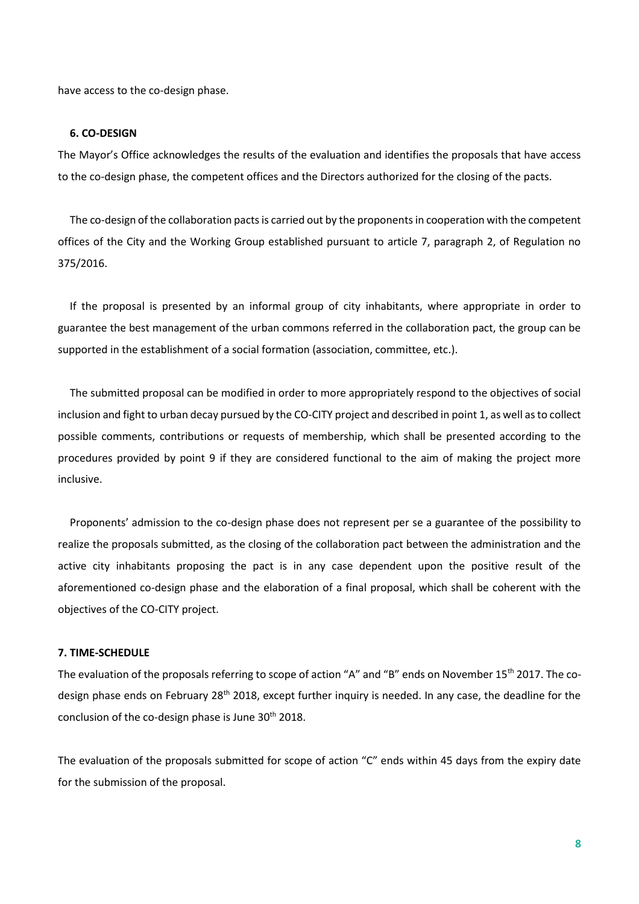have access to the co-design phase.

## 6. CO-DESIGN

The Mayor's Office acknowledges the results of the evaluation and identifies the proposals that have access to the co-design phase, the competent offices and the Directors authorized for the closing of the pacts.

The co-design of the collaboration pacts is carried out by the proponents in cooperation with the competent offices of the City and the Working Group established pursuant to article 7, paragraph 2, of Regulation no 375/2016.

If the proposal is presented by an informal group of city inhabitants, where appropriate in order to guarantee the best management of the urban commons referred in the collaboration pact, the group can be supported in the establishment of a social formation (association, committee, etc.).

The submitted proposal can be modified in order to more appropriately respond to the objectives of social inclusion and fight to urban decay pursued by the CO-CITY project and described in point 1, as well as to collect possible comments, contributions or requests of membership, which shall be presented according to the procedures provided by point 9 if they are considered functional to the aim of making the project more inclusive.

Proponents' admission to the co-design phase does not represent per se a guarantee of the possibility to realize the proposals submitted, as the closing of the collaboration pact between the administration and the active city inhabitants proposing the pact is in any case dependent upon the positive result of the aforementioned co-design phase and the elaboration of a final proposal, which shall be coherent with the objectives of the CO-CITY project.

## 7. TIME-SCHEDULE

The evaluation of the proposals referring to scope of action "A" and "B" ends on November 15th 2017. The co-design phase ends on February 28th 2018, except further inquiry is needed. In any case, the deadline for the conclusion of the co-design phase is June 30th 2018.

The evaluation of the proposals submitted for scope of action "C" ends within 45 days from the expiry date for the submission of the proposal.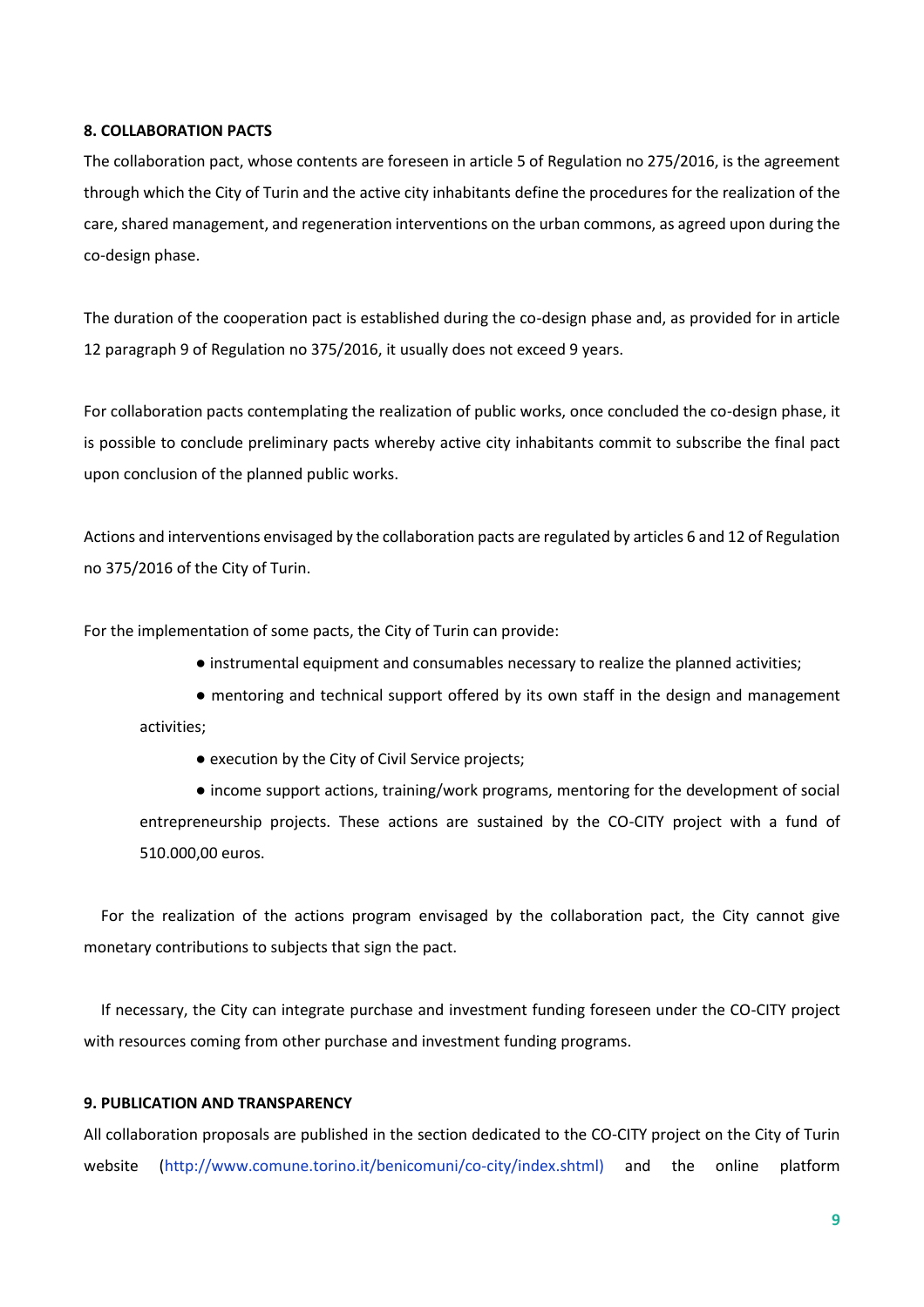#### 8. COLLABORATION PACTS

The collaboration pact, whose contents are foreseen in article 5 of Regulation no 275/2016, is the agreement through which the City of Turin and the active city inhabitants define the procedures for the realization of the care, shared management, and regeneration interventions on the urban commons, as agreed upon during the co-design phase.

The duration of the cooperation pact is established during the co-design phase and, as provided for in article 12 paragraph 9 of Regulation no 375/2016, it usually does not exceed 9 years.

For collaboration pacts contemplating the realization of public works, once concluded the co-design phase, it is possible to conclude preliminary pacts whereby active city inhabitants commit to subscribe the final pact upon conclusion of the planned public works.

Actions and interventions envisaged by the collaboration pacts are regulated by articles 6 and 12 of Regulation no 375/2016 of the City of Turin.

For the implementation of some pacts, the City of Turin can provide:

- instrumental equipment and consumables necessary to realize the planned activities;
- mentoring and technical support offered by its own staff in the design and management activities;
- execution by the City of Civil Service projects;
- income support actions, training/work programs, mentoring for the development of social entrepreneurship projects. These actions are sustained by the CO-CITY project with a fund of 510.000,00 euros.

For the realization of the actions program envisaged by the collaboration pact, the City cannot give monetary contributions to subjects that sign the pact.

If necessary, the City can integrate purchase and investment funding foreseen under the CO-CITY project with resources coming from other purchase and investment funding programs.

#### 9. PUBLICATION AND TRANSPARENCY

All collaboration proposals are published in the section dedicated to the CO-CITY project on the City of Turin website (http://www.comune.torino.it/benicomuni/co-city/index.shtml) and the online platform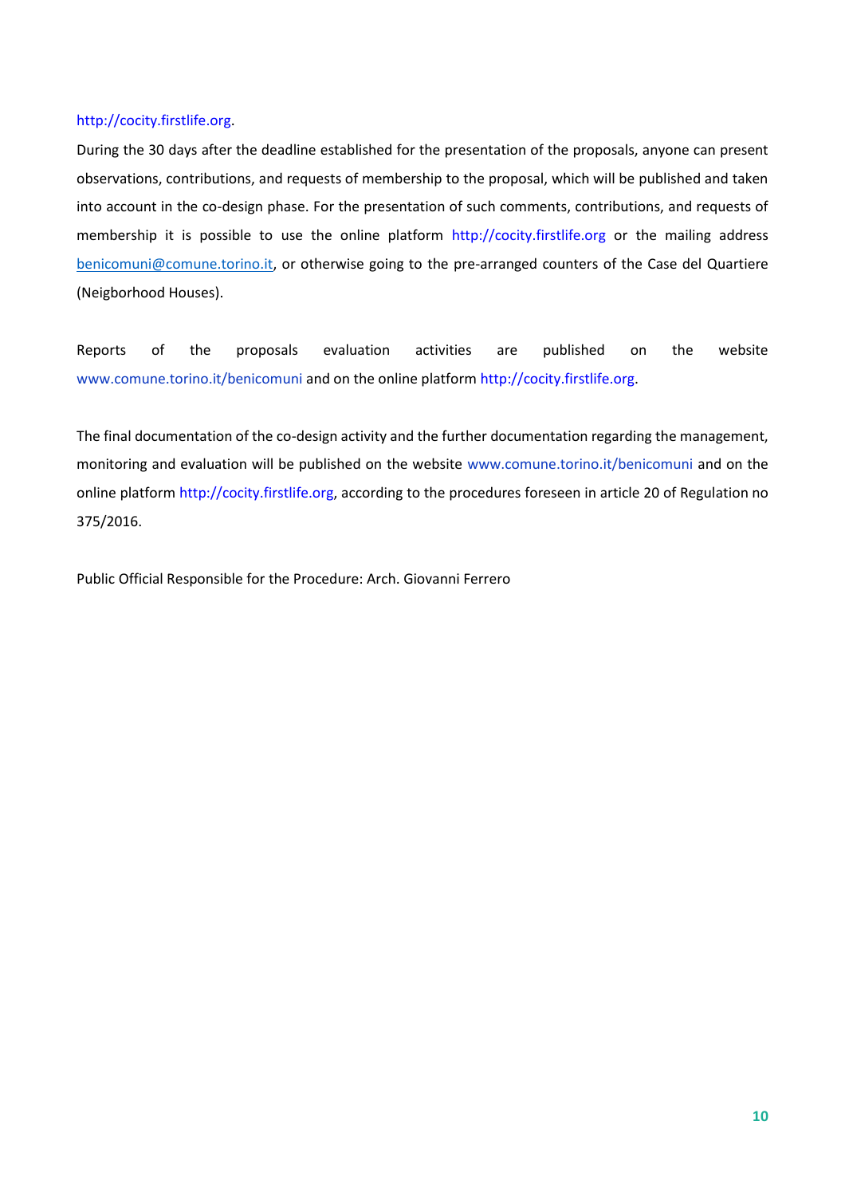http://cocity.firstlife.org.

During the 30 days after the deadline established for the presentation of the proposals, anyone can present observations, contributions, and requests of membership to the proposal, which will be published and taken into account in the co-design phase. For the presentation of such comments, contributions, and requests of membership it is possible to use the online platform http://cocity.firstlife.org or the mailing address benicomuni@comune.torino.it, or otherwise going to the pre-arranged counters of the Case del Quartiere (Neigborhood Houses).

Reports of the proposals evaluation activities are published on the website www.comune.torino.it/benicomuni and on the online platform http://cocity.firstlife.org.

The final documentation of the co-design activity and the further documentation regarding the management, monitoring and evaluation will be published on the website www.comune.torino.it/benicomuni and on the online platform http://cocity.firstlife.org, according to the procedures foreseen in article 20 of Regulation no 375/2016.

Public Official Responsible for the Procedure: Arch. Giovanni Ferrero